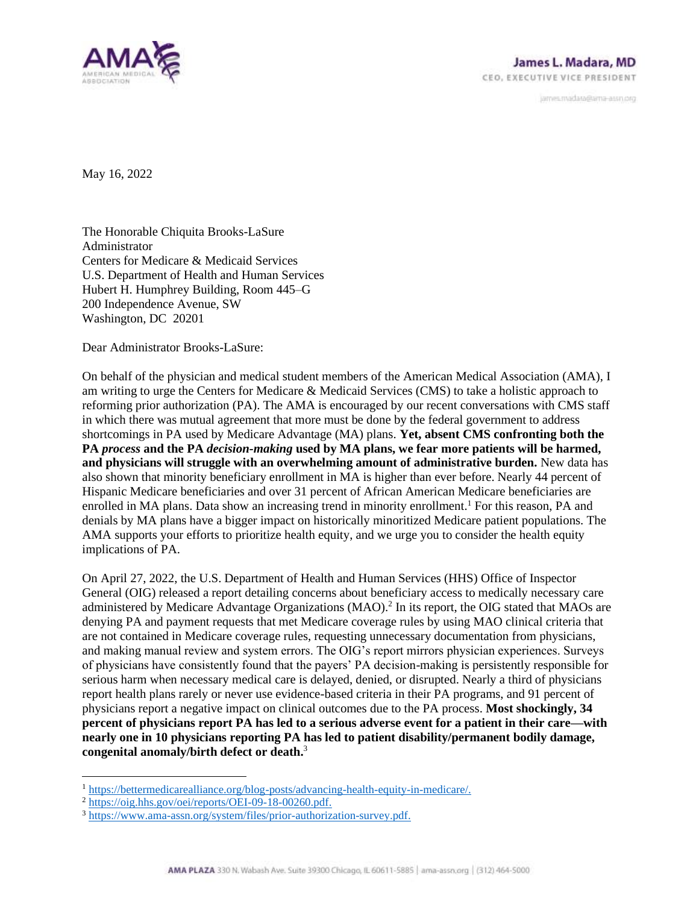James L. Madara, MD
CEO, EXECUTIVE VICE PRESIDENT
james.madara@ama-assn.org

May 16, 2022

The Honorable Chiquita Brooks-LaSure
Administrator
Centers for Medicare & Medicaid Services
U.S. Department of Health and Human Services
Hubert H. Humphrey Building, Room 445–G
200 Independence Avenue, SW
Washington, DC 20201

Dear Administrator Brooks-LaSure:

On behalf of the physician and medical student members of the American Medical Association (AMA), I am writing to urge the Centers for Medicare & Medicaid Services (CMS) to take a holistic approach to reforming prior authorization (PA). The AMA is encouraged by our recent conversations with CMS staff in which there was mutual agreement that more must be done by the federal government to address shortcomings in PA used by Medicare Advantage (MA) plans. **Yet, absent CMS confronting both the PA *process* and the PA *decision-making* used by MA plans, we fear more patients will be harmed, and physicians will struggle with an overwhelming amount of administrative burden.** New data has also shown that minority beneficiary enrollment in MA is higher than ever before. Nearly 44 percent of Hispanic Medicare beneficiaries and over 31 percent of African American Medicare beneficiaries are enrolled in MA plans. Data show an increasing trend in minority enrollment.[1] For this reason, PA and denials by MA plans have a bigger impact on historically minoritized Medicare patient populations. The AMA supports your efforts to prioritize health equity, and we urge you to consider the health equity implications of PA.

On April 27, 2022, the U.S. Department of Health and Human Services (HHS) Office of Inspector General (OIG) released a report detailing concerns about beneficiary access to medically necessary care administered by Medicare Advantage Organizations (MAO).[2] In its report, the OIG stated that MAOs are denying PA and payment requests that met Medicare coverage rules by using MAO clinical criteria that are not contained in Medicare coverage rules, requesting unnecessary documentation from physicians, and making manual review and system errors. The OIG's report mirrors physician experiences. Surveys of physicians have consistently found that the payers' PA decision-making is persistently responsible for serious harm when necessary medical care is delayed, denied, or disrupted. Nearly a third of physicians report health plans rarely or never use evidence-based criteria in their PA programs, and 91 percent of physicians report a negative impact on clinical outcomes due to the PA process. **Most shockingly, 34 percent of physicians report PA has led to a serious adverse event for a patient in their care—with nearly one in 10 physicians reporting PA has led to patient disability/permanent bodily damage, congenital anomaly/birth defect or death.**[3]

---

[1] https://bettermedicarealliance.org/blog-posts/advancing-health-equity-in-medicare/.

[2] https://oig.hhs.gov/oei/reports/OEI-09-18-00260.pdf.

[3] https://www.ama-assn.org/system/files/prior-authorization-survey.pdf.

AMA PLAZA 330 N. Wabash Ave. Suite 39300 Chicago, IL 60611-5885 | ama-assn.org | (312) 464-5000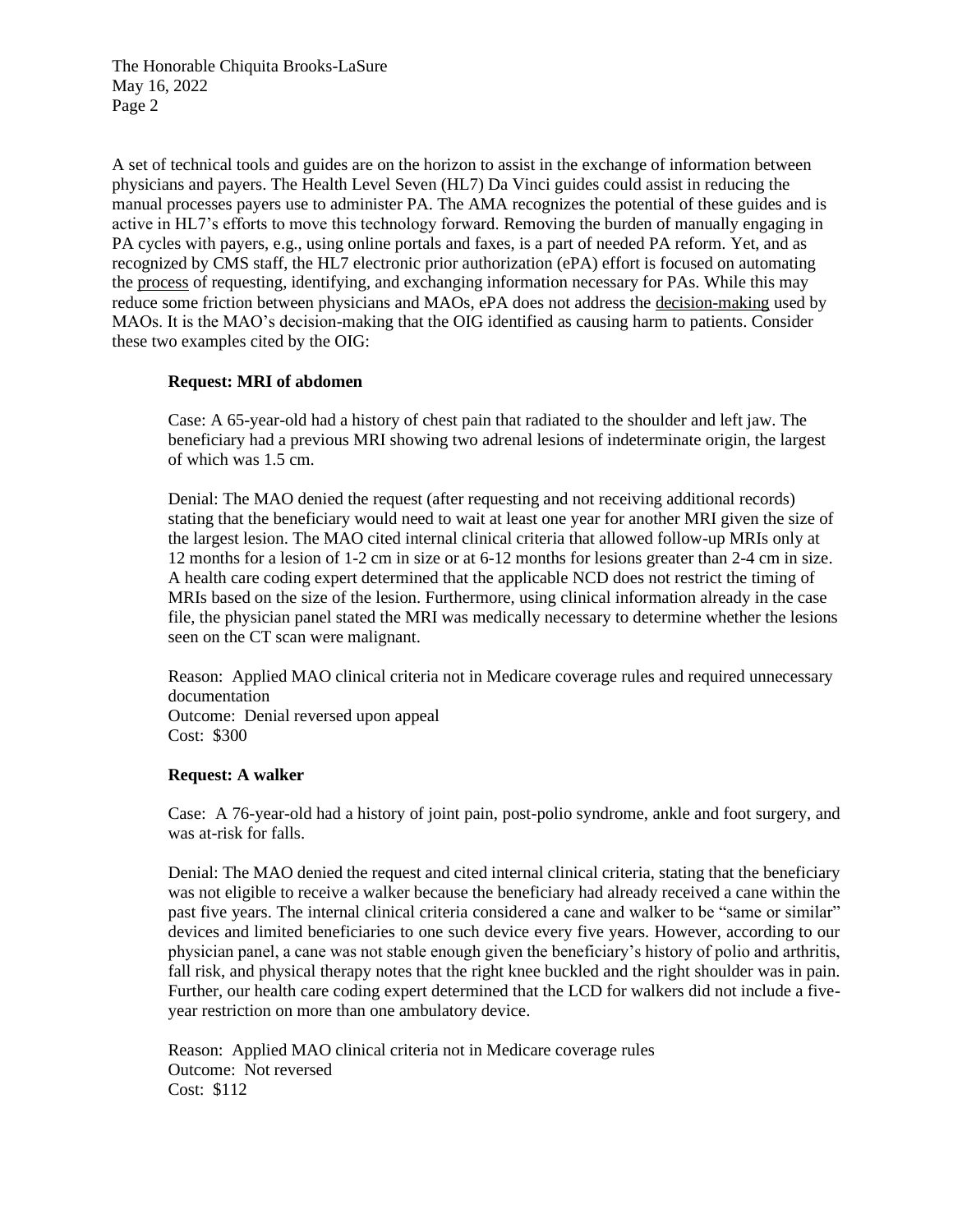A set of technical tools and guides are on the horizon to assist in the exchange of information between physicians and payers. The Health Level Seven (HL7) Da Vinci guides could assist in reducing the manual processes payers use to administer PA. The AMA recognizes the potential of these guides and is active in HL7's efforts to move this technology forward. Removing the burden of manually engaging in PA cycles with payers, e.g., using online portals and faxes, is a part of needed PA reform. Yet, and as recognized by CMS staff, the HL7 electronic prior authorization (ePA) effort is focused on automating the <u>process</u> of requesting, identifying, and exchanging information necessary for PAs. While this may reduce some friction between physicians and MAOs, ePA does not address the <u>decision-making</u> used by MAOs. It is the MAO's decision-making that the OIG identified as causing harm to patients. Consider these two examples cited by the OIG:

> **Request: MRI of abdomen**
>
> Case: A 65-year-old had a history of chest pain that radiated to the shoulder and left jaw. The beneficiary had a previous MRI showing two adrenal lesions of indeterminate origin, the largest of which was 1.5 cm.
>
> Denial: The MAO denied the request (after requesting and not receiving additional records) stating that the beneficiary would need to wait at least one year for another MRI given the size of the largest lesion. The MAO cited internal clinical criteria that allowed follow-up MRIs only at 12 months for a lesion of 1-2 cm in size or at 6-12 months for lesions greater than 2-4 cm in size. A health care coding expert determined that the applicable NCD does not restrict the timing of MRIs based on the size of the lesion. Furthermore, using clinical information already in the case file, the physician panel stated the MRI was medically necessary to determine whether the lesions seen on the CT scan were malignant.
>
> Reason: Applied MAO clinical criteria not in Medicare coverage rules and required unnecessary documentation
> Outcome: Denial reversed upon appeal
> Cost: $300
>
> **Request: A walker**
>
> Case: A 76-year-old had a history of joint pain, post-polio syndrome, ankle and foot surgery, and was at-risk for falls.
>
> Denial: The MAO denied the request and cited internal clinical criteria, stating that the beneficiary was not eligible to receive a walker because the beneficiary had already received a cane within the past five years. The internal clinical criteria considered a cane and walker to be "same or similar" devices and limited beneficiaries to one such device every five years. However, according to our physician panel, a cane was not stable enough given the beneficiary's history of polio and arthritis, fall risk, and physical therapy notes that the right knee buckled and the right shoulder was in pain. Further, our health care coding expert determined that the LCD for walkers did not include a five-year restriction on more than one ambulatory device.
>
> Reason: Applied MAO clinical criteria not in Medicare coverage rules
> Outcome: Not reversed
> Cost: $112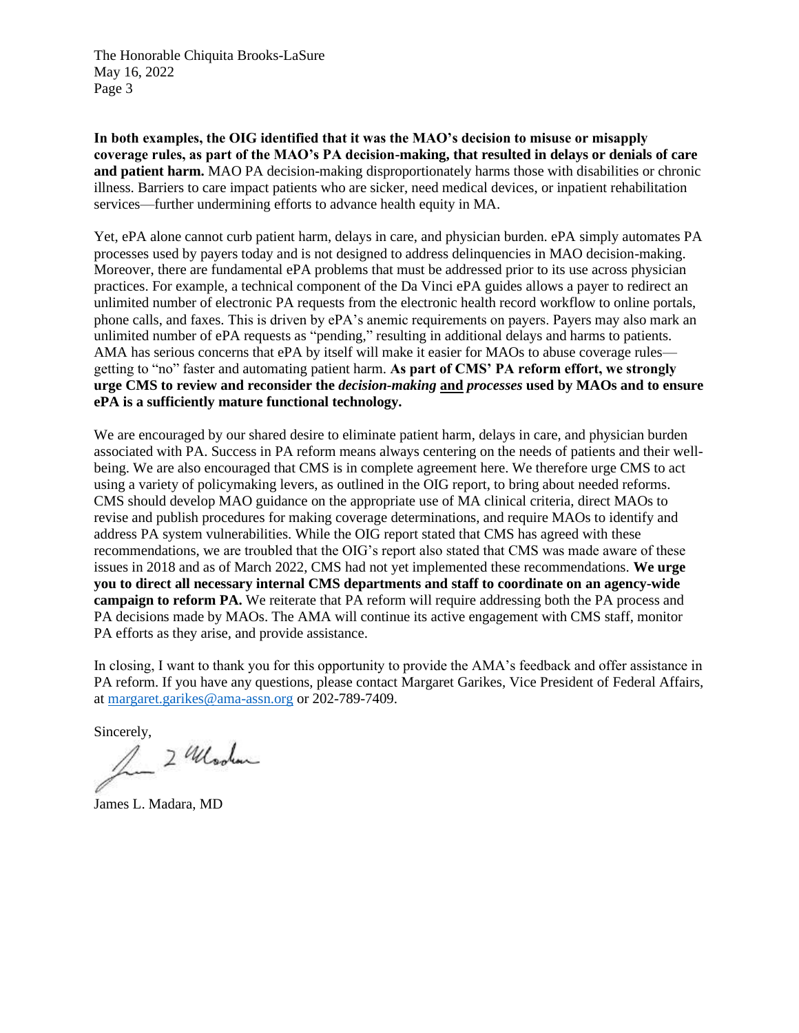**In both examples, the OIG identified that it was the MAO's decision to misuse or misapply coverage rules, as part of the MAO's PA decision-making, that resulted in delays or denials of care and patient harm.** MAO PA decision-making disproportionately harms those with disabilities or chronic illness. Barriers to care impact patients who are sicker, need medical devices, or inpatient rehabilitation services—further undermining efforts to advance health equity in MA.

Yet, ePA alone cannot curb patient harm, delays in care, and physician burden. ePA simply automates PA processes used by payers today and is not designed to address delinquencies in MAO decision-making. Moreover, there are fundamental ePA problems that must be addressed prior to its use across physician practices. For example, a technical component of the Da Vinci ePA guides allows a payer to redirect an unlimited number of electronic PA requests from the electronic health record workflow to online portals, phone calls, and faxes. This is driven by ePA's anemic requirements on payers. Payers may also mark an unlimited number of ePA requests as "pending," resulting in additional delays and harms to patients. AMA has serious concerns that ePA by itself will make it easier for MAOs to abuse coverage rules—getting to "no" faster and automating patient harm. **As part of CMS' PA reform effort, we strongly urge CMS to review and reconsider the *decision-making* <u>and</u> *processes* used by MAOs and to ensure ePA is a sufficiently mature functional technology.**

We are encouraged by our shared desire to eliminate patient harm, delays in care, and physician burden associated with PA. Success in PA reform means always centering on the needs of patients and their well-being. We are also encouraged that CMS is in complete agreement here. We therefore urge CMS to act using a variety of policymaking levers, as outlined in the OIG report, to bring about needed reforms. CMS should develop MAO guidance on the appropriate use of MA clinical criteria, direct MAOs to revise and publish procedures for making coverage determinations, and require MAOs to identify and address PA system vulnerabilities. While the OIG report stated that CMS has agreed with these recommendations, we are troubled that the OIG's report also stated that CMS was made aware of these issues in 2018 and as of March 2022, CMS had not yet implemented these recommendations. **We urge you to direct all necessary internal CMS departments and staff to coordinate on an agency-wide campaign to reform PA.** We reiterate that PA reform will require addressing both the PA process and PA decisions made by MAOs. The AMA will continue its active engagement with CMS staff, monitor PA efforts as they arise, and provide assistance.

In closing, I want to thank you for this opportunity to provide the AMA's feedback and offer assistance in PA reform. If you have any questions, please contact Margaret Garikes, Vice President of Federal Affairs, at margaret.garikes@ama-assn.org or 202-789-7409.

Sincerely,

James L. Madara, MD